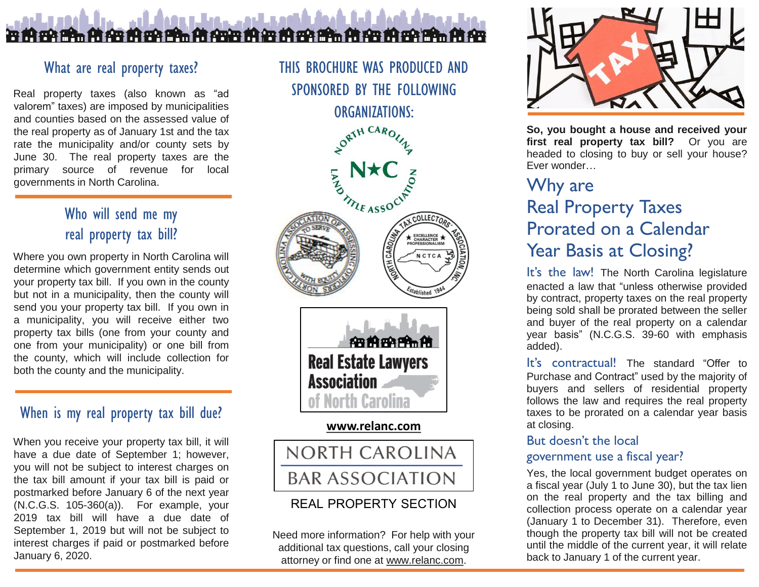## What are real property taxes?

Real property taxes (also known as "ad valorem" taxes) are imposed by municipalities and counties based on the assessed value of the real property as of January 1st and the tax rate the municipality and/or county sets by June 30. The real property taxes are the primary source of revenue for local governments in North Carolina.

## Who will send me my real property tax bill?

Where you own property in North Carolina will determine which government entity sends out your property tax bill. If you own in the county but not in a municipality, then the county will send you your property tax bill. If you own in a municipality, you will receive either two property tax bills (one from your county and one from your municipality) or one bill from the county, which will include collection for both the county and the municipality.

## When is my real property tax bill due?

When you receive your property tax bill, it will have a due date of September 1; however, you will not be subject to interest charges on the tax bill amount if your tax bill is paid or postmarked before January 6 of the next year (N.C.G.S. 105-360(a)). For example, your 2019 tax bill will have a due date of September 1, 2019 but will not be subject to interest charges if paid or postmarked before January 6, 2020.

## THIS BROCHURE WAS PRODUCED AND SPONSORED BY THE FOLLOWING ORGANIZATIONS:

North Carolina Land Title Association

North Carolina Association of Assessing Officers

North Carolina Tax Collectors' Association, Inc.

Real Estate Lawyers Association of North Carolina

**www.relanc.com**

North Carolina Bar Association

REAL PROPERTY SECTION

Need more information? For help with your additional tax questions, call your closing attorney or find one at www.relanc.com.

**So, you bought a house and received your first real property tax bill?** Or you are headed to closing to buy or sell your house? Ever wonder…

# Why are Real Property Taxes Prorated on a Calendar Year Basis at Closing?

It's the law! The North Carolina legislature enacted a law that "unless otherwise provided by contract, property taxes on the real property being sold shall be prorated between the seller and buyer of the real property on a calendar year basis" (N.C.G.S. 39-60 with emphasis added).

It's contractual! The standard "Offer to Purchase and Contract" used by the majority of buyers and sellers of residential property follows the law and requires the real property taxes to be prorated on a calendar year basis at closing.

### But doesn't the local government use a fiscal year?

Yes, the local government budget operates on a fiscal year (July 1 to June 30), but the tax lien on the real property and the tax billing and collection process operate on a calendar year (January 1 to December 31). Therefore, even though the property tax bill will not be created until the middle of the current year, it will relate back to January 1 of the current year.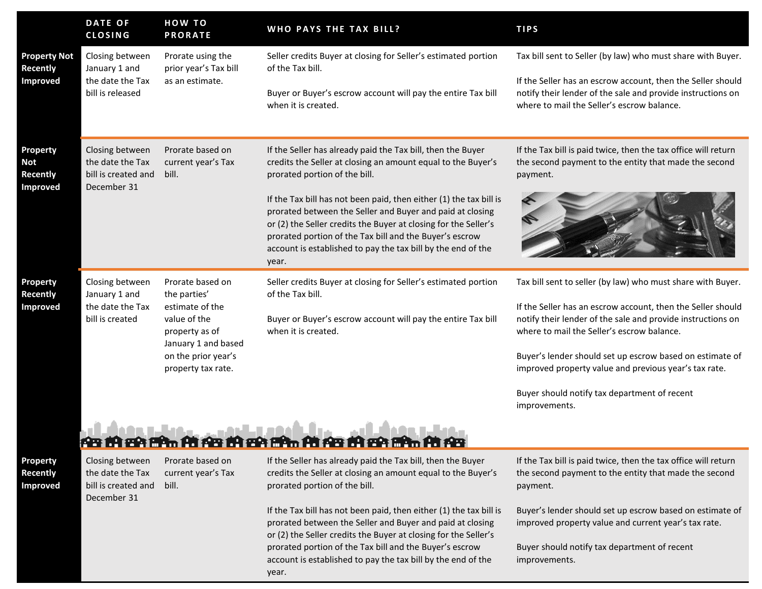| | DATE OF CLOSING | HOW TO PRORATE | WHO PAYS THE TAX BILL? | TIPS |
|---|---|---|---|---|
| **Property Not Recently Improved** | Closing between January 1 and the date the Tax bill is released | Prorate using the prior year's Tax bill as an estimate. | Seller credits Buyer at closing for Seller's estimated portion of the Tax bill.<br><br>Buyer or Buyer's escrow account will pay the entire Tax bill when it is created. | Tax bill sent to Seller (by law) who must share with Buyer.<br><br>If the Seller has an escrow account, then the Seller should notify their lender of the sale and provide instructions on where to mail the Seller's escrow balance. |
| **Property Not Recently Improved** | Closing between the date the Tax bill is created and December 31 | Prorate based on current year's Tax bill. | If the Seller has already paid the Tax bill, then the Buyer credits the Seller at closing an amount equal to the Buyer's prorated portion of the bill.<br><br>If the Tax bill has not been paid, then either (1) the tax bill is prorated between the Seller and Buyer and paid at closing or (2) the Seller credits the Buyer at closing for the Seller's prorated portion of the Tax bill and the Buyer's escrow account is established to pay the tax bill by the end of the year. | If the Tax bill is paid twice, then the tax office will return the second payment to the entity that made the second payment. |
| **Property Recently Improved** | Closing between January 1 and the date the Tax bill is created | Prorate based on the parties' estimate of the value of the property as of January 1 and based on the prior year's property tax rate. | Seller credits Buyer at closing for Seller's estimated portion of the Tax bill.<br><br>Buyer or Buyer's escrow account will pay the entire Tax bill when it is created. | Tax bill sent to seller (by law) who must share with Buyer.<br><br>If the Seller has an escrow account, then the Seller should notify their lender of the sale and provide instructions on where to mail the Seller's escrow balance.<br><br>Buyer's lender should set up escrow based on estimate of improved property value and previous year's tax rate.<br><br>Buyer should notify tax department of recent improvements. |
| **Property Recently Improved** | Closing between the date the Tax bill is created and December 31 | Prorate based on current year's Tax bill. | If the Seller has already paid the Tax bill, then the Buyer credits the Seller at closing an amount equal to the Buyer's prorated portion of the bill.<br><br>If the Tax bill has not been paid, then either (1) the tax bill is prorated between the Seller and Buyer and paid at closing or (2) the Seller credits the Buyer at closing for the Seller's prorated portion of the Tax bill and the Buyer's escrow account is established to pay the tax bill by the end of the year. | If the Tax bill is paid twice, then the tax office will return the second payment to the entity that made the second payment.<br><br>Buyer's lender should set up escrow based on estimate of improved property value and current year's tax rate.<br><br>Buyer should notify tax department of recent improvements. |